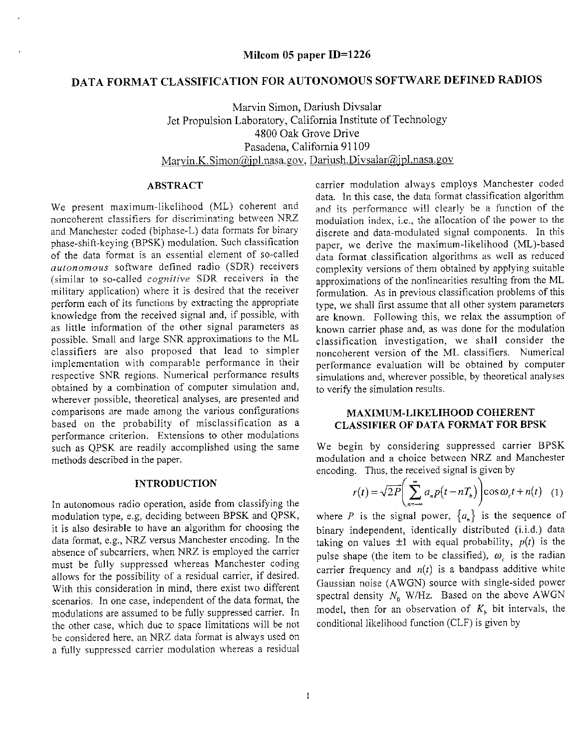Milcom 05 paper ID=1226

# DATA FORMAT CLASSIFICATION FOR AUTONOMOUS SOFTWARE DEFINED RADIOS

Marvin Simon, Dariush Divsalar
Jet Propulsion Laboratory, California Institute of Technology
4800 Oak Grove Drive
Pasadena, California 91109
Marvin.K.Simon@jpl.nasa.gov, Dariush.Divsalar@jpl.nasa.gov

## ABSTRACT

We present maximum-likelihood (ML) coherent and noncoherent classifiers for discriminating between NRZ and Manchester coded (biphase-L) data formats for binary phase-shift-keying (BPSK) modulation. Such classification of the data format is an essential element of so-called *autonomous* software defined radio (SDR) receivers (similar to so-called *cognitive* SDR receivers in the military application) where it is desired that the receiver perform each of its functions by extracting the appropriate knowledge from the received signal and, if possible, with as little information of the other signal parameters as possible. Small and large SNR approximations to the ML classifiers are also proposed that lead to simpler implementation with comparable performance in their respective SNR regions. Numerical performance results obtained by a combination of computer simulation and, wherever possible, theoretical analyses, are presented and comparisons are made among the various configurations based on the probability of misclassification as a performance criterion. Extensions to other modulations such as QPSK are readily accomplished using the same methods described in the paper.

## INTRODUCTION

In autonomous radio operation, aside from classifying the modulation type, e.g, deciding between BPSK and QPSK, it is also desirable to have an algorithm for choosing the data format, e.g., NRZ versus Manchester encoding. In the absence of subcarriers, when NRZ is employed the carrier must be fully suppressed whereas Manchester coding allows for the possibility of a residual carrier, if desired. With this consideration in mind, there exist two different scenarios. In one case, independent of the data format, the modulations are assumed to be fully suppressed carrier. In the other case, which due to space limitations will be not be considered here, an NRZ data format is always used on a fully suppressed carrier modulation whereas a residual carrier modulation always employs Manchester coded data. In this case, the data format classification algorithm and its performance will clearly be a function of the modulation index, i.e., the allocation of the power to the discrete and data-modulated signal components. In this paper, we derive the maximum-likelihood (ML)-based data format classification algorithms as well as reduced complexity versions of them obtained by applying suitable approximations of the nonlinearities resulting from the ML formulation. As in previous classification problems of this type, we shall first assume that all other system parameters are known. Following this, we relax the assumption of known carrier phase and, as was done for the modulation classification investigation, we shall consider the noncoherent version of the ML classifiers. Numerical performance evaluation will be obtained by computer simulations and, wherever possible, by theoretical analyses to verify the simulation results.

## MAXIMUM-LIKELIHOOD COHERENT CLASSIFIER OF DATA FORMAT FOR BPSK

We begin by considering suppressed carrier BPSK modulation and a choice between NRZ and Manchester encoding. Thus, the received signal is given by

$$r(t) = \sqrt{2P}\left(\sum_{n=-\infty}^{\infty} a_n p(t - nT_b)\right)\cos\omega_c t + n(t) \quad (1)$$

where $P$ is the signal power, $\{a_n\}$ is the sequence of binary independent, identically distributed (i.i.d.) data taking on values $\pm 1$ with equal probability, $p(t)$ is the pulse shape (the item to be classified), $\omega_c$ is the radian carrier frequency and $n(t)$ is a bandpass additive white Gaussian noise (AWGN) source with single-sided power spectral density $N_0$ W/Hz. Based on the above AWGN model, then for an observation of $K_b$ bit intervals, the conditional likelihood function (CLF) is given by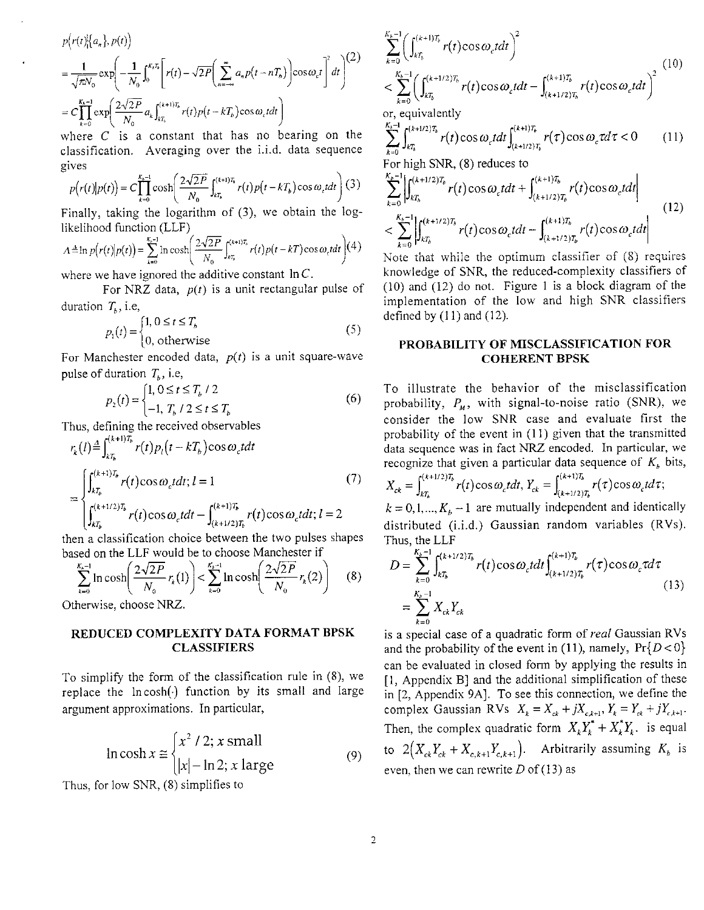$$p(r(t)|\{a_n\}, p(t))$$

$$= \frac{1}{\sqrt{\pi N_0}} \exp\left(-\frac{1}{N_0}\int_0^{K_b T_b}\left[r(t) - \sqrt{2P}\left(\sum_{n=-\infty}^{\infty} a_n p(t - nT_b)\right)\cos\omega_c t\right]^2 dt\right) \quad (2)$$

$$= C\prod_{k=0}^{K_b-1}\exp\left(\frac{2\sqrt{2P}}{N_0} a_k \int_{kT_b}^{(k+1)T_b} r(t)p(t-kT_b)\cos\omega_c t dt\right)$$

where $C$ is a constant that has no bearing on the classification. Averaging over the i.i.d. data sequence gives

$$p(r(t)|p(t)) = C\prod_{k=0}^{K_b-1}\cosh\left(\frac{2\sqrt{2P}}{N_0}\int_{kT_b}^{(k+1)T_b} r(t)p(t-kT_b)\cos\omega_c t dt\right) \quad (3)$$

Finally, taking the logarithm of (3), we obtain the log-likelihood function (LLF)

$$\Lambda \triangleq \ln p(r(t)|p(t)) = \sum_{k=0}^{K_b-1}\ln\cosh\left(\frac{2\sqrt{2P}}{N_0}\int_{kT_b}^{(k+1)T_b} r(t)p(t-kT)\cos\omega_c t dt\right) \quad (4)$$

where we have ignored the additive constant $\ln C$.

For NRZ data, $p(t)$ is a unit rectangular pulse of duration $T_b$, i.e,

$$p_1(t) = \begin{cases} 1, & 0 \le t \le T_b \\ 0, & \text{otherwise} \end{cases} \quad (5)$$

For Manchester encoded data, $p(t)$ is a unit square-wave pulse of duration $T_b$, i.e,

$$p_2(t) = \begin{cases} 1, & 0 \le t \le T_b/2 \\ -1, & T_b/2 \le t \le T_b \end{cases} \quad (6)$$

Thus, defining the received observables

$$r_k(l) \triangleq \int_{kT_b}^{(k+1)T_b} r(t)p_l(t-kT_b)\cos\omega_c t dt$$

$$= \begin{cases} \int_{kT_b}^{(k+1)T_b} r(t)\cos\omega_c t dt; & l = 1 \\ \int_{kT_b}^{(k+1/2)T_b} r(t)\cos\omega_c t dt - \int_{(k+1/2)T_b}^{(k+1)T_b} r(t)\cos\omega_c t dt; & l = 2 \end{cases} \quad (7)$$

then a classification choice between the two pulses shapes based on the LLF would be to choose Manchester if

$$\sum_{k=0}^{K_b-1}\ln\cosh\left(\frac{2\sqrt{2P}}{N_0}r_k(1)\right) < \sum_{k=0}^{K_b-1}\ln\cosh\left(\frac{2\sqrt{2P}}{N_0}r_k(2)\right) \quad (8)$$

Otherwise, choose NRZ.

## REDUCED COMPLEXITY DATA FORMAT BPSK CLASSIFIERS

To simplify the form of the classification rule in (8), we replace the $\ln\cosh(\cdot)$ function by its small and large argument approximations. In particular,

$$\ln\cosh x \cong \begin{cases} x^2/2; & x \text{ small} \\ |x| - \ln 2; & x \text{ large} \end{cases} \quad (9)$$

Thus, for low SNR, (8) simplifies to

$$\sum_{k=0}^{K_b-1}\left(\int_{kT_b}^{(k+1)T_b} r(t)\cos\omega_c t dt\right)^2$$

$$< \sum_{k=0}^{K_b-1}\left(\int_{kT_b}^{(k+1/2)T_b} r(t)\cos\omega_c t dt - \int_{(k+1/2)T_b}^{(k+1)T_b} r(t)\cos\omega_c t dt\right)^2 \quad (10)$$

or, equivalently

$$\sum_{k=0}^{K_b-1}\int_{kT_b}^{(k+1/2)T_b} r(t)\cos\omega_c t dt \int_{(k+1/2)T_b}^{(k+1)T_b} r(\tau)\cos\omega_c \tau d\tau < 0 \quad (11)$$

For high SNR, (8) reduces to

$$\sum_{k=0}^{K_b-1}\left|\int_{kT_b}^{(k+1/2)T_b} r(t)\cos\omega_c t dt + \int_{(k+1/2)T_b}^{(k+1)T_b} r(t)\cos\omega_c t dt\right|$$

$$< \sum_{k=0}^{K_b-1}\left|\int_{kT_b}^{(k+1/2)T_b} r(t)\cos\omega_c t dt - \int_{(k+1/2)T_b}^{(k+1)T_b} r(t)\cos\omega_c t dt\right| \quad (12)$$

Note that while the optimum classifier of (8) requires knowledge of SNR, the reduced-complexity classifiers of (10) and (12) do not. Figure 1 is a block diagram of the implementation of the low and high SNR classifiers defined by (11) and (12).

## PROBABILITY OF MISCLASSIFICATION FOR COHERENT BPSK

To illustrate the behavior of the misclassification probability, $P_M$, with signal-to-noise ratio (SNR), we consider the low SNR case and evaluate first the probability of the event in (11) given that the transmitted data sequence was in fact NRZ encoded. In particular, we recognize that given a particular data sequence of $K_b$ bits,

$$X_{ck} = \int_{kT_b}^{(k+1/2)T_b} r(t)\cos\omega_c t dt,\ Y_{ck} = \int_{(k+1/2)T_b}^{(k+1)T_b} r(\tau)\cos\omega_c \tau d\tau;$$

$k = 0, 1, \ldots, K_b - 1$ are mutually independent and identically distributed (i.i.d.) Gaussian random variables (RVs). Thus, the LLF

$$D = \sum_{k=0}^{K_b-1}\int_{kT_b}^{(k+1/2)T_b} r(t)\cos\omega_c t dt \int_{(k+1/2)T_b}^{(k+1)T_b} r(\tau)\cos\omega_c \tau d\tau$$

$$= \sum_{k=0}^{K_b-1} X_{ck}Y_{ck} \quad (13)$$

is a special case of a quadratic form of *real* Gaussian RVs and the probability of the event in (11), namely, $\Pr\{D < 0\}$ can be evaluated in closed form by applying the results in [1, Appendix B] and the additional simplification of these in [2, Appendix 9A]. To see this connection, we define the complex Gaussian RVs $X_k = X_{ck} + jX_{c,k+1}$, $Y_k = Y_{ck} + jY_{c,k+1}$. Then, the complex quadratic form $X_k Y_k^* + X_k^* Y_k$ is equal to $2(X_{ck}Y_{ck} + X_{c,k+1}Y_{c,k+1})$. Arbitrarily assuming $K_b$ is even, then we can rewrite $D$ of (13) as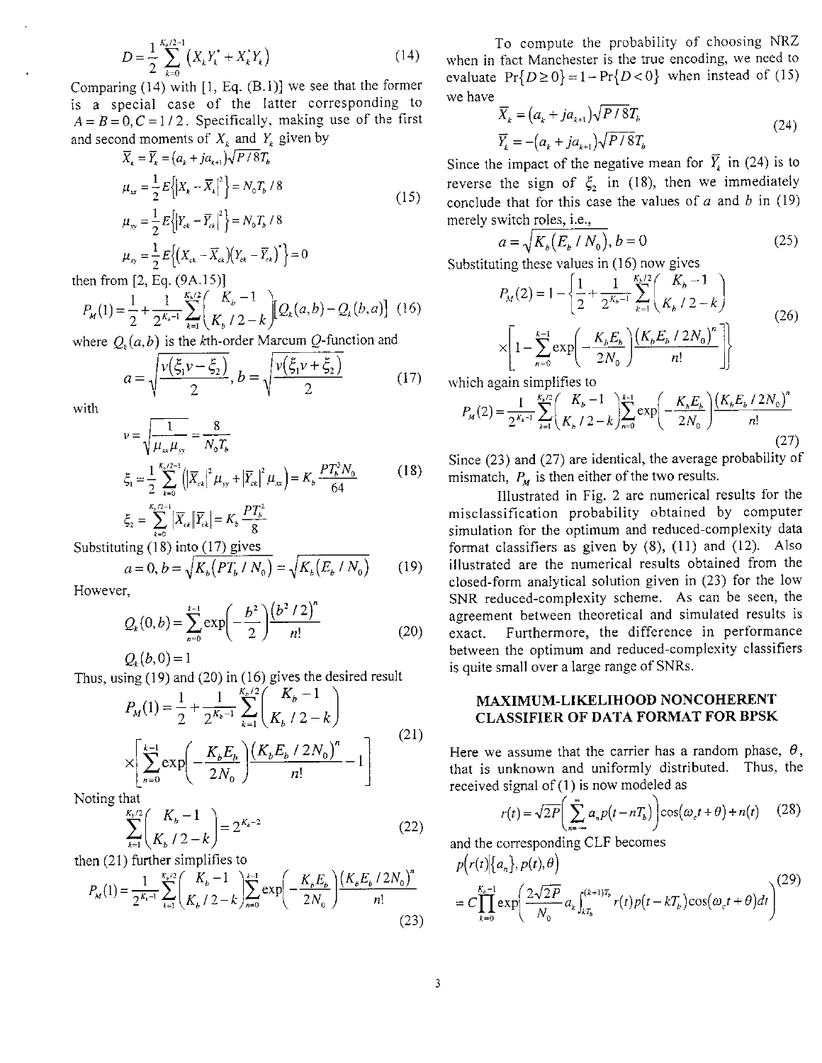$$D = \frac{1}{2}\sum_{k=0}^{K_b/2-1}\left(X_k Y_k^* + X_k^* Y_k\right) \tag{14}$$

Comparing (14) with [1, Eq. (B.1)] we see that the former is a special case of the latter corresponding to $A = B = 0, C = 1/2$. Specifically, making use of the first and second moments of $X_k$ and $Y_k$ given by

$$\begin{aligned}
\overline{X}_k &= \overline{Y}_k = (a_k + ja_{k+1})\sqrt{P/8T_b} \\
\mu_{xx} &= \frac{1}{2}E\left\{\left|X_k - \overline{X}_k\right|^2\right\} = N_0 T_b / 8 \\
\mu_{yy} &= \frac{1}{2}E\left\{\left|Y_{ck} - \overline{Y}_{ck}\right|^2\right\} = N_0 T_b / 8 \\
\mu_{xy} &= \frac{1}{2}E\left\{\left(X_{ck} - \overline{X}_{ck}\right)\left(Y_{ck} - \overline{Y}_{ck}\right)^*\right\} = 0
\end{aligned} \tag{15}$$

then from [2, Eq. (9A.15)]

$$P_M(1) = \frac{1}{2} + \frac{1}{2^{K_b-1}}\sum_{k=1}^{K_b/2}\binom{K_b-1}{K_b/2-k}\left[Q_k(a,b) - Q_k(b,a)\right] \tag{16}$$

where $Q_k(a,b)$ is the $k$th-order Marcum $Q$-function and

$$a = \sqrt{\frac{v(\xi_1 v - \xi_2)}{2}}, \; b = \sqrt{\frac{v(\xi_1 v + \xi_2)}{2}} \tag{17}$$

with

$$\begin{aligned}
v &= \sqrt{\frac{1}{\mu_{xx}\mu_{yy}}} = \frac{8}{N_0 T_b} \\
\xi_1 &= \frac{1}{2}\sum_{k=0}^{K_b/2-1}\left(\left|\overline{X}_{ck}\right|^2 \mu_{yy} + \left|\overline{Y}_{ck}\right|^2 \mu_{xx}\right) = K_b \frac{PT_b^3 N_0}{64} \\
\xi_2 &= \sum_{k=0}^{K_b/2-1}\left|\overline{X}_{ck}\right|\left|\overline{Y}_{ck}\right| = K_b \frac{PT_b^2}{8}
\end{aligned} \tag{18}$$

Substituting (18) into (17) gives

$$a = 0, b = \sqrt{K_b(PT_b/N_0)} = \sqrt{K_b(E_b/N_0)} \tag{19}$$

However,

$$\begin{aligned}
Q_k(0,b) &= \sum_{n=0}^{k-1}\exp\left(-\frac{b^2}{2}\right)\frac{\left(b^2/2\right)^n}{n!} \\
Q_k(b,0) &= 1
\end{aligned} \tag{20}$$

Thus, using (19) and (20) in (16) gives the desired result

$$P_M(1) = \frac{1}{2} + \frac{1}{2^{K_b-1}}\sum_{k=1}^{K_b/2}\binom{K_b-1}{K_b/2-k} \times\left[\sum_{n=0}^{k-1}\exp\left(-\frac{K_b E_b}{2N_0}\right)\frac{\left(K_b E_b/2N_0\right)^n}{n!} - 1\right] \tag{21}$$

Noting that

$$\sum_{k=1}^{K_b/2}\binom{K_b-1}{K_b/2-k} = 2^{K_b-2} \tag{22}$$

then (21) further simplifies to

$$P_M(1) = \frac{1}{2^{K_b-1}}\sum_{k=1}^{K_b/2}\binom{K_b-1}{K_b/2-k}\sum_{n=0}^{k-1}\exp\left(-\frac{K_b E_b}{2N_0}\right)\frac{\left(K_b E_b/2N_0\right)^n}{n!} \tag{23}$$

To compute the probability of choosing NRZ when in fact Manchester is the true encoding, we need to evaluate $\Pr\{D \geq 0\} = 1 - \Pr\{D < 0\}$ when instead of (15) we have

$$\begin{aligned}
\overline{X}_k &= (a_k + ja_{k+1})\sqrt{P/8T_b} \\
\overline{Y}_k &= -(a_k + ja_{k+1})\sqrt{P/8T_b}
\end{aligned} \tag{24}$$

Since the impact of the negative mean for $\overline{Y}_k$ in (24) is to reverse the sign of $\xi_2$ in (18), then we immediately conclude that for this case the values of $a$ and $b$ in (19) merely switch roles, i.e.,

$$a = \sqrt{K_b(E_b/N_0)}, b = 0 \tag{25}$$

Substituting these values in (16) now gives

$$P_M(2) = 1 - \left\{\frac{1}{2} + \frac{1}{2^{K_b-1}}\sum_{k=1}^{K_b/2}\binom{K_b-1}{K_b/2-k} \times\left[1 - \sum_{n=0}^{k-1}\exp\left(-\frac{K_b E_b}{2N_0}\right)\frac{\left(K_b E_b/2N_0\right)^n}{n!}\right]\right\} \tag{26}$$

which again simplifies to

$$P_M(2) = \frac{1}{2^{K_b-1}}\sum_{k=1}^{K_b/2}\binom{K_b-1}{K_b/2-k}\sum_{n=0}^{k-1}\exp\left(-\frac{K_b E_b}{2N_0}\right)\frac{\left(K_b E_b/2N_0\right)^n}{n!} \tag{27}$$

Since (23) and (27) are identical, the average probability of mismatch, $P_M$ is then either of the two results.

Illustrated in Fig. 2 are numerical results for the misclassification probability obtained by computer simulation for the optimum and reduced-complexity data format classifiers as given by (8), (11) and (12). Also illustrated are the numerical results obtained from the closed-form analytical solution given in (23) for the low SNR reduced-complexity scheme. As can be seen, the agreement between theoretical and simulated results is exact. Furthermore, the difference in performance between the optimum and reduced-complexity classifiers is quite small over a large range of SNRs.

## MAXIMUM-LIKELIHOOD NONCOHERENT CLASSIFIER OF DATA FORMAT FOR BPSK

Here we assume that the carrier has a random phase, $\theta$, that is unknown and uniformly distributed. Thus, the received signal of (1) is now modeled as

$$r(t) = \sqrt{2P}\left(\sum_{n=-\infty}^{\infty} a_n p(t - nT_b)\right)\cos(\omega_c t + \theta) + n(t) \tag{28}$$

and the corresponding CLF becomes

$$p\left(r(t)\middle|\{a_n\}, p(t), \theta\right) = C\prod_{k=0}^{K_b-1}\exp\left(\frac{2\sqrt{2P}}{N_0}a_k\int_{kT_b}^{(k+1)T_b} r(t)p(t - kT_b)\cos(\omega_c t + \theta)dt\right) \tag{29}$$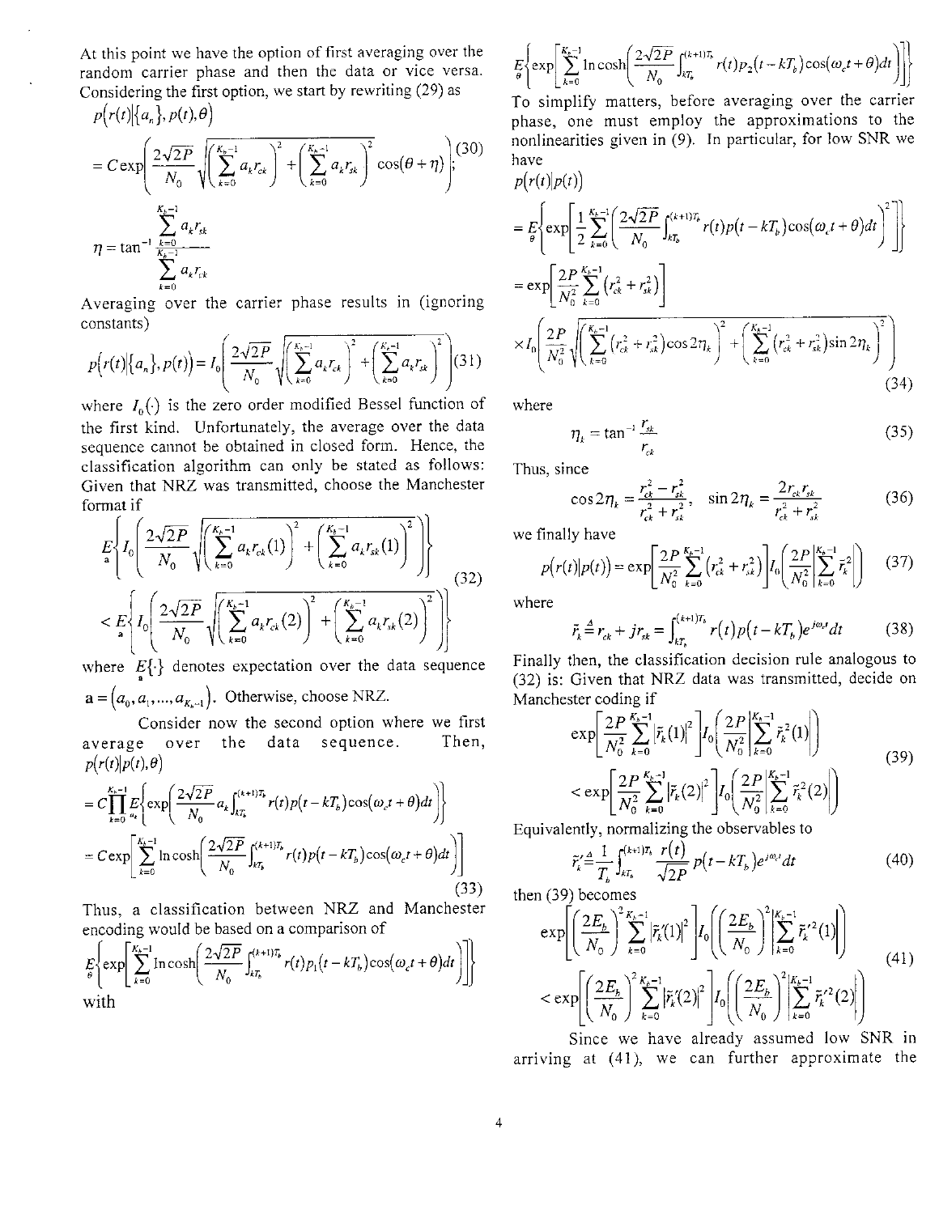At this point we have the option of first averaging over the random carrier phase and then the data or vice versa. Considering the first option, we start by rewriting (29) as

$$p\left(r(t)\middle|\{a_n\},p(t),\theta\right) = C\exp\left(\frac{2\sqrt{2P}}{N_0}\sqrt{\left(\sum_{k=0}^{K_b-1}a_k r_{ck}\right)^2+\left(\sum_{k=0}^{K_b-1}a_k r_{sk}\right)^2}\cos(\theta+\eta)\right); \tag{30}$$

$$\eta = \tan^{-1}\frac{\sum_{k=0}^{K_b-1}a_k r_{sk}}{\sum_{k=0}^{K_b-1}a_k r_{ck}}$$

Averaging over the carrier phase results in (ignoring constants)

$$p\left(r(t)\middle|\{a_n\},p(t)\right) = I_0\left(\frac{2\sqrt{2P}}{N_0}\sqrt{\left(\sum_{k=0}^{K_b-1}a_k r_{ck}\right)^2+\left(\sum_{k=0}^{K_b-1}a_k r_{sk}\right)^2}\right) \tag{31}$$

where $I_0(\cdot)$ is the zero order modified Bessel function of the first kind. Unfortunately, the average over the data sequence cannot be obtained in closed form. Hence, the classification algorithm can only be stated as follows: Given that NRZ was transmitted, choose the Manchester format if

$$\begin{aligned}&\underset{\mathbf{a}}{E}\left\{I_0\left(\frac{2\sqrt{2P}}{N_0}\sqrt{\left(\sum_{k=0}^{K_b-1}a_k r_{ck}(1)\right)^2+\left(\sum_{k=0}^{K_b-1}a_k r_{sk}(1)\right)^2}\right)\right\}\\&<\underset{\mathbf{a}}{E}\left\{I_0\left(\frac{2\sqrt{2P}}{N_0}\sqrt{\left(\sum_{k=0}^{K_b-1}a_k r_{ck}(2)\right)^2+\left(\sum_{k=0}^{K_b-1}a_k r_{sk}(2)\right)^2}\right)\right\}\end{aligned} \tag{32}$$

where $\underset{\mathbf{a}}{E}\{\cdot\}$ denotes expectation over the data sequence $\mathbf{a}=\left(a_0,a_1,\ldots,a_{K_b-1}\right)$. Otherwise, choose NRZ.

Consider now the second option where we first average over the data sequence. Then,

$$\begin{aligned}&p\left(r(t)\middle|p(t),\theta\right)\\&=C\prod_{k=0}^{K_b-1}\underset{a_k}{E}\left\{\exp\left(\frac{2\sqrt{2P}}{N_0}a_k\int_{kT_b}^{(k+1)T_b}r(t)p(t-kT_b)\cos(\omega_c t+\theta)dt\right)\right\}\\&=C\exp\left[\sum_{k=0}^{K_b-1}\ln\cosh\left(\frac{2\sqrt{2P}}{N_0}\int_{kT_b}^{(k+1)T_b}r(t)p(t-kT_b)\cos(\omega_c t+\theta)dt\right)\right]\end{aligned} \tag{33}$$

Thus, a classification between NRZ and Manchester encoding would be based on a comparison of

$$\underset{\theta}{E}\left\{\exp\left[\sum_{k=0}^{K_b-1}\ln\cosh\left(\frac{2\sqrt{2P}}{N_0}\int_{kT_b}^{(k+1)T_b}r(t)p_1(t-kT_b)\cos(\omega_c t+\theta)dt\right)\right]\right\}$$

with

$$\underset{\theta}{E}\left\{\exp\left[\sum_{k=0}^{K_b-1}\ln\cosh\left(\frac{2\sqrt{2P}}{N_0}\int_{kT_b}^{(k+1)T_b}r(t)p_2(t-kT_b)\cos(\omega_c t+\theta)dt\right)\right]\right\}$$

To simplify matters, before averaging over the carrier phase, one must employ the approximations to the nonlinearities given in (9). In particular, for low SNR we have

$$\begin{aligned}&p\left(r(t)\middle|p(t)\right)\\&=\underset{\theta}{E}\left\{\exp\left[\frac{1}{2}\sum_{k=0}^{K_b-1}\left(\frac{2\sqrt{2P}}{N_0}\int_{kT_b}^{(k+1)T_b}r(t)p(t-kT_b)\cos(\omega_c t+\theta)dt\right)^2\right]\right\}\\&=\exp\left[\frac{2P}{N_0^2}\sum_{k=0}^{K_b-1}\left(r_{ck}^2+r_{sk}^2\right)\right]\\&\times I_0\left(\frac{2P}{N_0^2}\sqrt{\left(\sum_{k=0}^{K_b-1}\left(r_{ck}^2+r_{sk}^2\right)\cos 2\eta_k\right)^2+\left(\sum_{k=0}^{K_b-1}\left(r_{ck}^2+r_{sk}^2\right)\sin 2\eta_k\right)^2}\right)\end{aligned} \tag{34}$$

where

$$\eta_k = \tan^{-1}\frac{r_{sk}}{r_{ck}} \tag{35}$$

Thus, since

$$\cos 2\eta_k = \frac{r_{ck}^2-r_{sk}^2}{r_{ck}^2+r_{sk}^2},\quad \sin 2\eta_k = \frac{2r_{ck}r_{sk}}{r_{ck}^2+r_{sk}^2} \tag{36}$$

we finally have

$$p\left(r(t)\middle|p(t)\right) = \exp\left[\frac{2P}{N_0^2}\sum_{k=0}^{K_b-1}\left(r_{ck}^2+r_{sk}^2\right)\right]I_0\left(\frac{2P}{N_0^2}\left|\sum_{k=0}^{K_b-1}\tilde{r}_k^2\right|\right) \tag{37}$$

where

$$\tilde{r}_k \triangleq r_{ck}+jr_{sk} = \int_{kT_b}^{(k+1)T_b}r(t)p(t-kT_b)e^{j\omega_c t}dt \tag{38}$$

Finally then, the classification decision rule analogous to (32) is: Given that NRZ data was transmitted, decide on Manchester coding if

$$\begin{aligned}&\exp\left[\frac{2P}{N_0^2}\sum_{k=0}^{K_b-1}\left|\tilde{r}_k(1)\right|^2\right]I_0\left(\frac{2P}{N_0^2}\left|\sum_{k=0}^{K_b-1}\tilde{r}_k^2(1)\right|\right)\\&<\exp\left[\frac{2P}{N_0^2}\sum_{k=0}^{K_b-1}\left|\tilde{r}_k(2)\right|^2\right]I_0\left(\frac{2P}{N_0^2}\left|\sum_{k=0}^{K_b-1}\tilde{r}_k^2(2)\right|\right)\end{aligned} \tag{39}$$

Equivalently, normalizing the observables to

$$\tilde{r}_k' \triangleq \frac{1}{T_b}\int_{kT_b}^{(k+1)T_b}\frac{r(t)}{\sqrt{2P}}p(t-kT_b)e^{j\omega_c t}dt \tag{40}$$

then (39) becomes

$$\begin{aligned}&\exp\left[\left(\frac{2E_b}{N_0}\right)^2\sum_{k=0}^{K_b-1}\left|\tilde{r}_k'(1)\right|^2\right]I_0\left(\left(\frac{2E_b}{N_0}\right)^2\left|\sum_{k=0}^{K_b-1}\tilde{r}_k'^2(1)\right|\right)\\&<\exp\left[\left(\frac{2E_b}{N_0}\right)^2\sum_{k=0}^{K_b-1}\left|\tilde{r}_k'(2)\right|^2\right]I_0\left(\left(\frac{2E_b}{N_0}\right)^2\left|\sum_{k=0}^{K_b-1}\tilde{r}_k'^2(2)\right|\right)\end{aligned} \tag{41}$$

Since we have already assumed low SNR in arriving at (41), we can further approximate the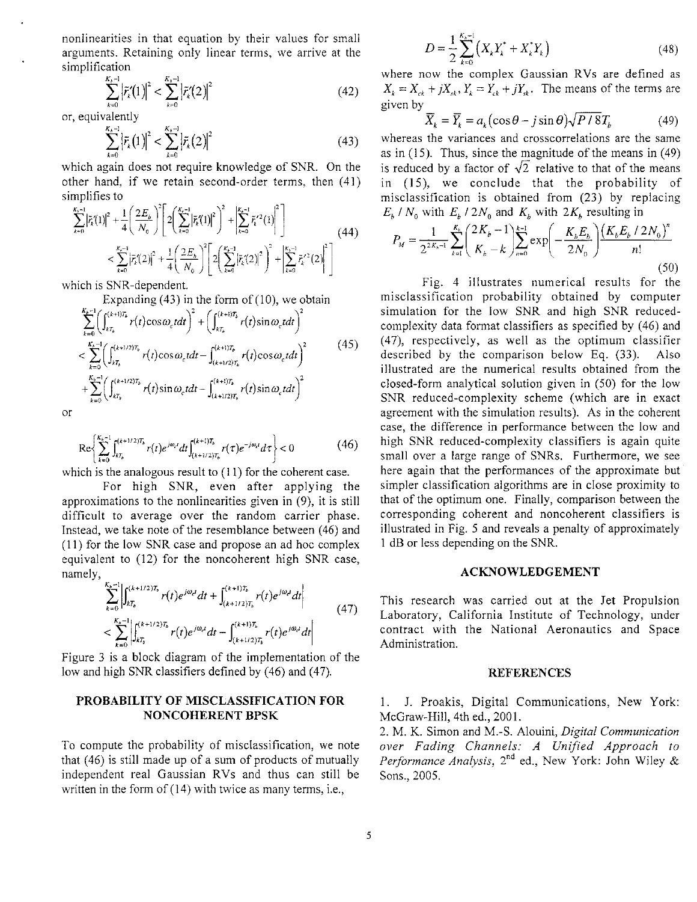nonlinearities in that equation by their values for small arguments. Retaining only linear terms, we arrive at the simplification

$$\sum_{k=0}^{K_b-1}\left|\tilde{r}_k'(1)\right|^2 < \sum_{k=0}^{K_b-1}\left|\tilde{r}_k'(2)\right|^2 \tag{42}$$

or, equivalently

$$\sum_{k=0}^{K_b-1}\left|\tilde{r}_k(1)\right|^2 < \sum_{k=0}^{K_b-1}\left|\tilde{r}_k(2)\right|^2 \tag{43}$$

which again does not require knowledge of SNR. On the other hand, if we retain second-order terms, then (41) simplifies to

$$\begin{aligned}&\sum_{k=0}^{K_b-1}\left|\tilde{r}_k'(1)\right|^2+\frac{1}{4}\left(\frac{2E_b}{N_0}\right)^2\left[2\left(\sum_{k=0}^{K_b-1}\left|\tilde{r}_k'(1)\right|^2\right)^2+\left|\sum_{k=0}^{K_b-1}\tilde{r}_k'^2(1)\right|^2\right]\\&<\sum_{k=0}^{K_b-1}\left|\tilde{r}_k'(2)\right|^2+\frac{1}{4}\left(\frac{2E_b}{N_0}\right)^2\left[2\left(\sum_{k=0}^{K_b-1}\left|\tilde{r}_k'(2)\right|^2\right)^2+\left|\sum_{k=0}^{K_b-1}\tilde{r}_k'^2(2)\right|^2\right]\end{aligned} \tag{44}$$

which is SNR-dependent.

Expanding (43) in the form of (10), we obtain

$$\begin{aligned}&\sum_{k=0}^{K_b-1}\left(\int_{kT_b}^{(k+1)T_b} r(t)\cos\omega_c t dt\right)^2+\left(\int_{kT_b}^{(k+1)T_b} r(t)\sin\omega_c t dt\right)^2\\&<\sum_{k=0}^{K_b-1}\left(\int_{kT_b}^{(k+1/2)T_b} r(t)\cos\omega_c t dt-\int_{(k+1/2)T_b}^{(k+1)T_b} r(t)\cos\omega_c t dt\right)^2\\&+\sum_{k=0}^{K_b-1}\left(\int_{kT_b}^{(k+1/2)T_b} r(t)\sin\omega_c t dt-\int_{(k+1/2)T_b}^{(k+1)T_b} r(t)\sin\omega_c t dt\right)^2\end{aligned} \tag{45}$$

or

$$\operatorname{Re}\left\{\sum_{k=0}^{K_b-1}\int_{kT_b}^{(k+1/2)T_b} r(t)e^{j\omega_c t}dt\int_{(k+1/2)T_b}^{(k+1)T_b} r(\tau)e^{-j\omega_c t}d\tau\right\}<0 \tag{46}$$

which is the analogous result to (11) for the coherent case.

For high SNR, even after applying the approximations to the nonlinearities given in (9), it is still difficult to average over the random carrier phase. Instead, we take note of the resemblance between (46) and (11) for the low SNR case and propose an ad hoc complex equivalent to (12) for the noncoherent high SNR case, namely,

$$\begin{aligned}&\sum_{k=0}^{K_b-1}\left|\int_{kT_b}^{(k+1/2)T_b} r(t)e^{j\omega_c t}dt+\int_{(k+1/2)T_b}^{(k+1)T_b} r(t)e^{j\omega_c t}dt\right|\\&<\sum_{k=0}^{K_b-1}\left|\int_{kT_b}^{(k+1/2)T_b} r(t)e^{j\omega_c t}dt-\int_{(k+1/2)T_b}^{(k+1)T_b} r(t)e^{j\omega_c t}dt\right|\end{aligned} \tag{47}$$

Figure 3 is a block diagram of the implementation of the low and high SNR classifiers defined by (46) and (47).

## PROBABILITY OF MISCLASSIFICATION FOR NONCOHERENT BPSK

To compute the probability of misclassification, we note that (46) is still made up of a sum of products of mutually independent real Gaussian RVs and thus can still be written in the form of (14) with twice as many terms, i.e.,

$$D=\frac{1}{2}\sum_{k=0}^{K_b-1}\left(X_k Y_k^*+X_k^* Y_k\right) \tag{48}$$

where now the complex Gaussian RVs are defined as $X_k = X_{ck}+jX_{sk}$, $Y_k = Y_{ck}+jY_{sk}$. The means of the terms are given by

$$\overline{X}_k=\overline{Y}_k=a_k\left(\cos\theta-j\sin\theta\right)\sqrt{P/8}T_b \tag{49}$$

whereas the variances and crosscorrelations are the same as in (15). Thus, since the magnitude of the means in (49) is reduced by a factor of $\sqrt{2}$ relative to that of the means in (15), we conclude that the probability of misclassification is obtained from (23) by replacing $E_b/N_0$ with $E_b/2N_0$ and $K_b$ with $2K_b$ resulting in

$$P_M=\frac{1}{2^{2K_b-1}}\sum_{k=1}^{K_b}\binom{2K_b-1}{K_b-k}\sum_{n=0}^{k-1}\exp\left(-\frac{K_bE_b}{2N_0}\right)\frac{\left(K_bE_b/2N_0\right)^n}{n!} \tag{50}$$

Fig. 4 illustrates numerical results for the misclassification probability obtained by computer simulation for the low SNR and high SNR reduced-complexity data format classifiers as specified by (46) and (47), respectively, as well as the optimum classifier described by the comparison below Eq. (33). Also illustrated are the numerical results obtained from the closed-form analytical solution given in (50) for the low SNR reduced-complexity scheme (which are in exact agreement with the simulation results). As in the coherent case, the difference in performance between the low and high SNR reduced-complexity classifiers is again quite small over a large range of SNRs. Furthermore, we see here again that the performances of the approximate but simpler classification algorithms are in close proximity to that of the optimum one. Finally, comparison between the corresponding coherent and noncoherent classifiers is illustrated in Fig. 5 and reveals a penalty of approximately 1 dB or less depending on the SNR.

## ACKNOWLEDGEMENT

This research was carried out at the Jet Propulsion Laboratory, California Institute of Technology, under contract with the National Aeronautics and Space Administration.

## REFERENCES

1. J. Proakis, Digital Communications, New York: McGraw-Hill, 4th ed., 2001.

2. M. K. Simon and M.-S. Alouini, *Digital Communication over Fading Channels: A Unified Approach to Performance Analysis*, 2nd ed., New York: John Wiley & Sons., 2005.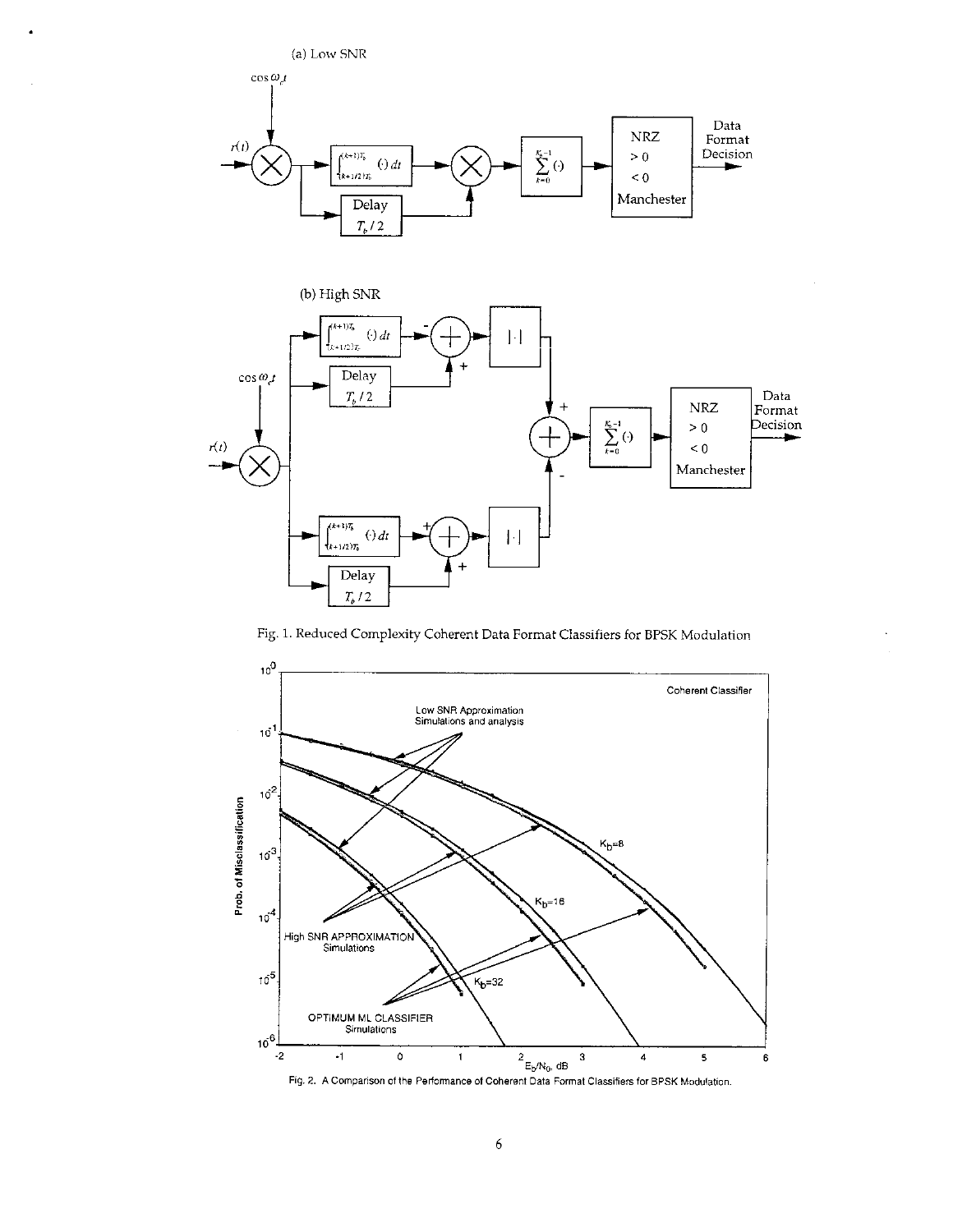(a) Low SNR

(b) High SNR

Fig. 1. Reduced Complexity Coherent Data Format Classifiers for BPSK Modulation

Fig. 2. A Comparison of the Performance of Coherent Data Format Classifiers for BPSK Modulation.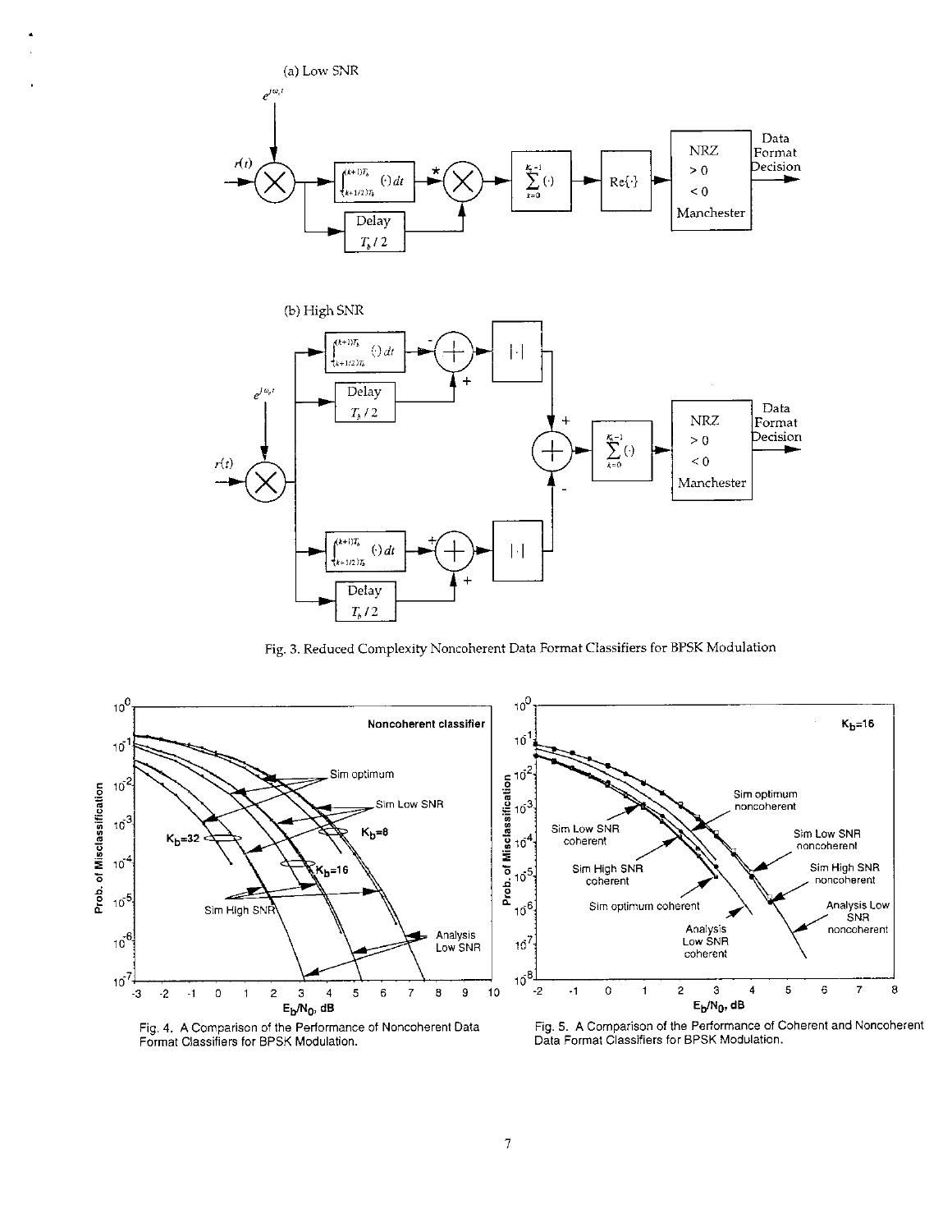(a) Low SNR

$e^{j\omega_c t}$

$r(t)$

$\int_{(k+1/2)T_b}^{(k+1)T_b} (\cdot)\,dt$

*

Delay $T_b/2$

$\sum_{k=0}^{K_b-1}(\cdot)$

$\mathrm{Re}\{\cdot\}$

NRZ
$>0$
$<0$
Manchester

Data Format Decision

(b) High SNR

$e^{j\omega_c t}$

$r(t)$

$\int_{(k+1/2)T_b}^{(k+1)T_b} (\cdot)\,dt$

Delay $T_b/2$

-

+

$|\cdot|$

+

-

$\sum_{k=0}^{K_b-1}(\cdot)$

NRZ
$>0$
$<0$
Manchester

Data Format Decision

$\int_{(k+1/2)T_b}^{(k+1)T_b} (\cdot)\,dt$

Delay $T_b/2$

+

+

$|\cdot|$

Fig. 3. Reduced Complexity Noncoherent Data Format Classifiers for BPSK Modulation

Noncoherent classifier

Sim optimum

Sim Low SNR

$K_b$=32

$K_b$=8

$K_b$=16

Sim High SNR

Analysis Low SNR

Prob. of Misclassification

$10^{0}$ $10^{-1}$ $10^{-2}$ $10^{-3}$ $10^{-4}$ $10^{-5}$ $10^{-6}$ $10^{-7}$

-3 -2 -1 0 1 2 3 4 5 6 7 8 9 10

$E_b/N_0$, dB

Fig. 4. A Comparison of the Performance of Noncoherent Data Format Classifiers for BPSK Modulation.

$K_b$=16

Sim optimum noncoherent

Sim Low SNR coherent

Sim Low SNR noncoherent

Sim High SNR coherent

Sim High SNR noncoherent

Sim optimum coherent

Analysis Low SNR noncoherent

Analysis Low SNR coherent

Prob. of Misclassification

$10^{0}$ $10^{-1}$ $10^{-2}$ $10^{-3}$ $10^{-4}$ $10^{-5}$ $10^{-6}$ $10^{-7}$ $10^{-8}$

-2 -1 0 1 2 3 4 5 6 7 8

$E_b/N_0$, dB

Fig. 5. A Comparison of the Performance of Coherent and Noncoherent Data Format Classifiers for BPSK Modulation.